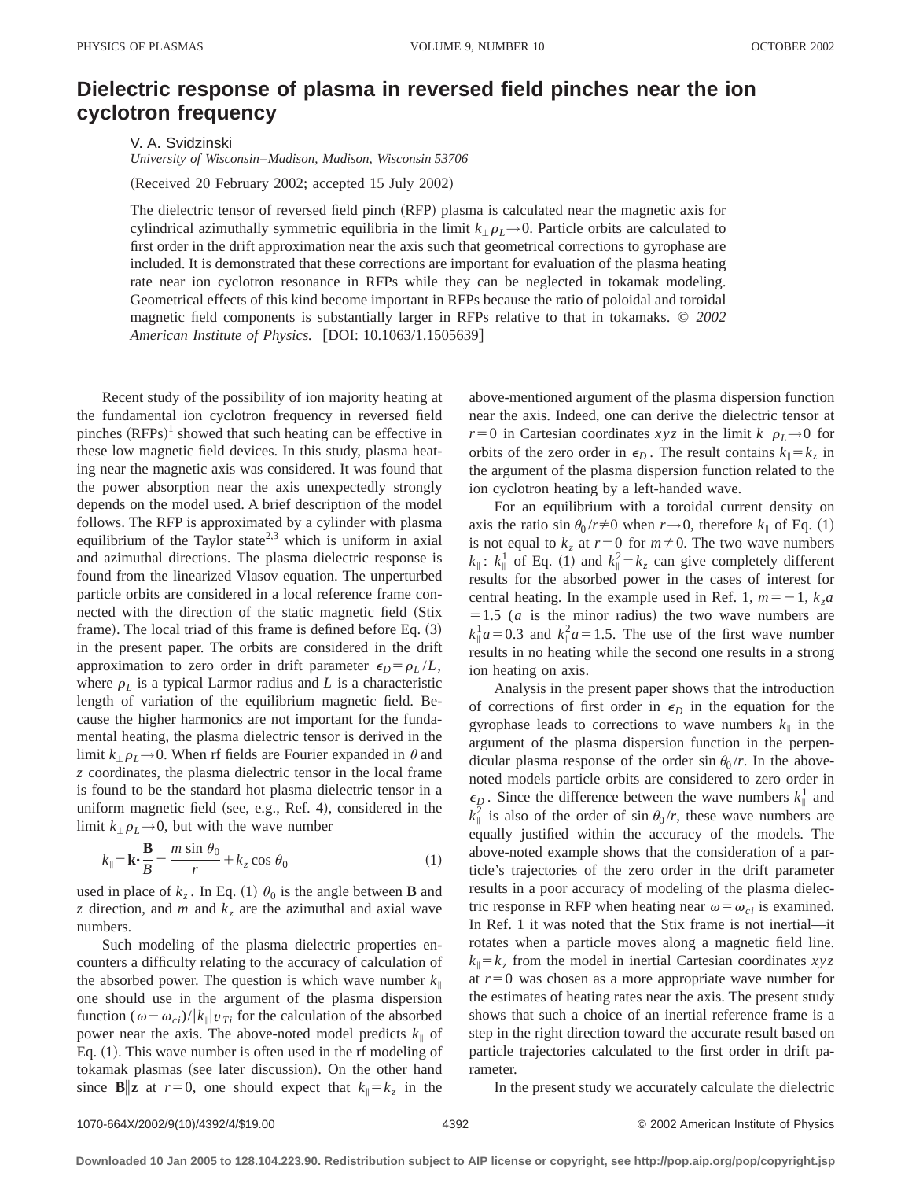# Dielectric response of plasma in reversed field pinches near the ion cyclotron frequency

V. A. Svidzinski

*University of Wisconsin–Madison, Madison, Wisconsin 53706*

(Received 20 February 2002; accepted 15 July 2002)

The dielectric tensor of reversed field pinch (RFP) plasma is calculated near the magnetic axis for cylindrical azimuthally symmetric equilibria in the limit $k_\perp \rho_L \to 0$. Particle orbits are calculated to first order in the drift approximation near the axis such that geometrical corrections to gyrophase are included. It is demonstrated that these corrections are important for evaluation of the plasma heating rate near ion cyclotron resonance in RFPs while they can be neglected in tokamak modeling. Geometrical effects of this kind become important in RFPs because the ratio of poloidal and toroidal magnetic field components is substantially larger in RFPs relative to that in tokamaks. © *2002 American Institute of Physics.* [DOI: 10.1063/1.1505639]

Recent study of the possibility of ion majority heating at the fundamental ion cyclotron frequency in reversed field pinches (RFPs)[1] showed that such heating can be effective in these low magnetic field devices. In this study, plasma heating near the magnetic axis was considered. It was found that the power absorption near the axis unexpectedly strongly depends on the model used. A brief description of the model follows. The RFP is approximated by a cylinder with plasma equilibrium of the Taylor state[2,3] which is uniform in axial and azimuthal directions. The plasma dielectric response is found from the linearized Vlasov equation. The unperturbed particle orbits are considered in a local reference frame connected with the direction of the static magnetic field (Stix frame). The local triad of this frame is defined before Eq. (3) in the present paper. The orbits are considered in the drift approximation to zero order in drift parameter $\epsilon_D = \rho_L / L$, where $\rho_L$ is a typical Larmor radius and $L$ is a characteristic length of variation of the equilibrium magnetic field. Because the higher harmonics are not important for the fundamental heating, the plasma dielectric tensor is derived in the limit $k_\perp \rho_L \to 0$. When rf fields are Fourier expanded in $\theta$ and $z$ coordinates, the plasma dielectric tensor in the local frame is found to be the standard hot plasma dielectric tensor in a uniform magnetic field (see, e.g., Ref. 4), considered in the limit $k_\perp \rho_L \to 0$, but with the wave number

$$k_\parallel = \mathbf{k} \cdot \frac{\mathbf{B}}{B} = \frac{m \sin \theta_0}{r} + k_z \cos \theta_0 \tag{1}$$

used in place of $k_z$. In Eq. (1) $\theta_0$ is the angle between $\mathbf{B}$ and $z$ direction, and $m$ and $k_z$ are the azimuthal and axial wave numbers.

Such modeling of the plasma dielectric properties encounters a difficulty relating to the accuracy of calculation of the absorbed power. The question is which wave number $k_\parallel$ one should use in the argument of the plasma dispersion function $(\omega - \omega_{ci}) / |k_\parallel| v_{Ti}$ for the calculation of the absorbed power near the axis. The above-noted model predicts $k_\parallel$ of Eq. (1). This wave number is often used in the rf modeling of tokamak plasmas (see later discussion). On the other hand since $\mathbf{B} \| \mathbf{z}$ at $r=0$, one should expect that $k_\parallel = k_z$ in the above-mentioned argument of the plasma dispersion function near the axis. Indeed, one can derive the dielectric tensor at $r=0$ in Cartesian coordinates $xyz$ in the limit $k_\perp \rho_L \to 0$ for orbits of the zero order in $\epsilon_D$. The result contains $k_\parallel = k_z$ in the argument of the plasma dispersion function related to the ion cyclotron heating by a left-handed wave.

For an equilibrium with a toroidal current density on axis the ratio $\sin \theta_0 / r \neq 0$ when $r \to 0$, therefore $k_\parallel$ of Eq. (1) is not equal to $k_z$ at $r=0$ for $m \neq 0$. The two wave numbers $k_\parallel$: $k_\parallel^1$ of Eq. (1) and $k_\parallel^2 = k_z$ can give completely different results for the absorbed power in the cases of interest for central heating. In the example used in Ref. 1, $m=-1$, $k_z a = 1.5$ ($a$ is the minor radius) the two wave numbers are $k_\parallel^1 a = 0.3$ and $k_\parallel^2 a = 1.5$. The use of the first wave number results in no heating while the second one results in a strong ion heating on axis.

Analysis in the present paper shows that the introduction of corrections of first order in $\epsilon_D$ in the equation for the gyrophase leads to corrections to wave numbers $k_\parallel$ in the argument of the plasma dispersion function in the perpendicular plasma response of the order $\sin \theta_0 / r$. In the above-noted models particle orbits are considered to zero order in $\epsilon_D$. Since the difference between the wave numbers $k_\parallel^1$ and $k_\parallel^2$ is also of the order of $\sin \theta_0 / r$, these wave numbers are equally justified within the accuracy of the models. The above-noted example shows that the consideration of a particle's trajectories of the zero order in the drift parameter results in a poor accuracy of modeling of the plasma dielectric response in RFP when heating near $\omega = \omega_{ci}$ is examined. In Ref. 1 it was noted that the Stix frame is not inertial—it rotates when a particle moves along a magnetic field line. $k_\parallel = k_z$ from the model in inertial Cartesian coordinates $xyz$ at $r=0$ was chosen as a more appropriate wave number for the estimates of heating rates near the axis. The present study shows that such a choice of an inertial reference frame is a step in the right direction toward the accurate result based on particle trajectories calculated to the first order in drift parameter.

In the present study we accurately calculate the dielectric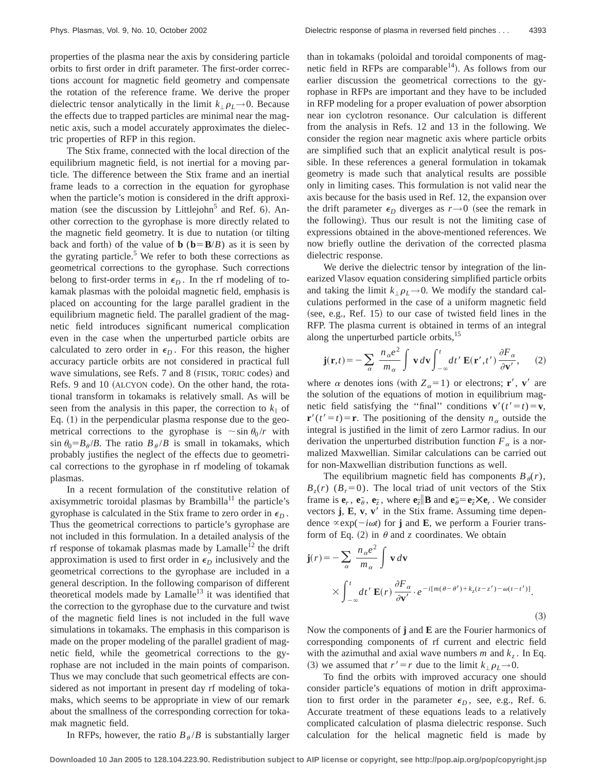properties of the plasma near the axis by considering particle orbits to first order in drift parameter. The first-order corrections account for magnetic field geometry and compensate the rotation of the reference frame. We derive the proper dielectric tensor analytically in the limit $k_{\perp}\rho_L \to 0$. Because the effects due to trapped particles are minimal near the magnetic axis, such a model accurately approximates the dielectric properties of RFP in this region.

The Stix frame, connected with the local direction of the equilibrium magnetic field, is not inertial for a moving particle. The difference between the Stix frame and an inertial frame leads to a correction in the equation for gyrophase when the particle's motion is considered in the drift approximation (see the discussion by Littlejohn[5] and Ref. 6). Another correction to the gyrophase is more directly related to the magnetic field geometry. It is due to nutation (or tilting back and forth) of the value of $\mathbf{b}$ ($\mathbf{b}=\mathbf{B}/B$) as it is seen by the gyrating particle.[5] We refer to both these corrections as geometrical corrections to the gyrophase. Such corrections belong to first-order terms in $\epsilon_D$. In the rf modeling of tokamak plasmas with the poloidal magnetic field, emphasis is placed on accounting for the large parallel gradient in the equilibrium magnetic field. The parallel gradient of the magnetic field introduces significant numerical complication even in the case when the unperturbed particle orbits are calculated to zero order in $\epsilon_D$. For this reason, the higher accuracy particle orbits are not considered in practical full wave simulations, see Refs. 7 and 8 (FISIK, TORIC codes) and Refs. 9 and 10 (ALCYON code). On the other hand, the rotational transform in tokamaks is relatively small. As will be seen from the analysis in this paper, the correction to $k_{\parallel}$ of Eq. (1) in the perpendicular plasma response due to the geometrical corrections to the gyrophase is $\sim \sin\theta_0/r$ with $\sin\theta_0 = B_\theta/B$. The ratio $B_\theta/B$ is small in tokamaks, which probably justifies the neglect of the effects due to geometrical corrections to the gyrophase in rf modeling of tokamak plasmas.

In a recent formulation of the constitutive relation of axisymmetric toroidal plasmas by Brambilla[11] the particle's gyrophase is calculated in the Stix frame to zero order in $\epsilon_D$. Thus the geometrical corrections to particle's gyrophase are not included in this formulation. In a detailed analysis of the rf response of tokamak plasmas made by Lamalle[12] the drift approximation is used to first order in $\epsilon_D$ inclusively and the geometrical corrections to the gyrophase are included in a general description. In the following comparison of different theoretical models made by Lamalle[13] it was identified that the correction to the gyrophase due to the curvature and twist of the magnetic field lines is not included in the full wave simulations in tokamaks. The emphasis in this comparison is made on the proper modeling of the parallel gradient of magnetic field, while the geometrical corrections to the gyrophase are not included in the main points of comparison. Thus we may conclude that such geometrical effects are considered as not important in present day rf modeling of tokamaks, which seems to be appropriate in view of our remark about the smallness of the corresponding correction for tokamak magnetic field.

In RFPs, however, the ratio $B_\theta/B$ is substantially larger than in tokamaks (poloidal and toroidal components of magnetic field in RFPs are comparable[14]). As follows from our earlier discussion the geometrical corrections to the gyrophase in RFPs are important and they have to be included in RFP modeling for a proper evaluation of power absorption near ion cyclotron resonance. Our calculation is different from the analysis in Refs. 12 and 13 in the following. We consider the region near magnetic axis where particle orbits are simplified such that an explicit analytical result is possible. In these references a general formulation in tokamak geometry is made such that analytical results are possible only in limiting cases. This formulation is not valid near the axis because for the basis used in Ref. 12, the expansion over the drift parameter $\epsilon_D$ diverges as $r\to 0$ (see the remark in the following). Thus our result is not the limiting case of expressions obtained in the above-mentioned references. We now briefly outline the derivation of the corrected plasma dielectric response.

We derive the dielectric tensor by integration of the linearized Vlasov equation considering simplified particle orbits and taking the limit $k_{\perp}\rho_L\to 0$. We modify the standard calculations performed in the case of a uniform magnetic field (see, e.g., Ref. 15) to our case of twisted field lines in the RFP. The plasma current is obtained in terms of an integral along the unperturbed particle orbits,[15]

$$\mathbf{j}(\mathbf{r},t) = -\sum_\alpha \frac{n_\alpha e^2}{m_\alpha}\int \mathbf{v}\,d\mathbf{v}\int_{-\infty}^{t} dt'\,\mathbf{E}(\mathbf{r}',t')\,\frac{\partial F_\alpha}{\partial \mathbf{v}'}, \tag{2}$$

where $\alpha$ denotes ions (with $Z_\alpha = 1$) or electrons; $\mathbf{r}'$, $\mathbf{v}'$ are the solution of the equations of motion in equilibrium magnetic field satisfying the "final" conditions $\mathbf{v}'(t'=t)=\mathbf{v}$, $\mathbf{r}'(t'=t)=\mathbf{r}$. The positioning of the density $n_\alpha$ outside the integral is justified in the limit of zero Larmor radius. In our derivation the unperturbed distribution function $F_\alpha$ is a normalized Maxwellian. Similar calculations can be carried out for non-Maxwellian distribution functions as well.

The equilibrium magnetic field has components $B_\theta(r)$, $B_z(r)$ ($B_r=0$). The local triad of unit vectors of the Stix frame is $\mathbf{e}_r$, $\mathbf{e}_{\tilde\theta}$, $\mathbf{e}_{\tilde z}$, where $\mathbf{e}_{\tilde z}\parallel \mathbf{B}$ and $\mathbf{e}_{\tilde\theta}=\mathbf{e}_{\tilde z}\times\mathbf{e}_r$. We consider vectors $\mathbf{j}$, $\mathbf{E}$, $\mathbf{v}$, $\mathbf{v}'$ in the Stix frame. Assuming time dependence $\propto \exp(-i\omega t)$ for $\mathbf{j}$ and $\mathbf{E}$, we perform a Fourier transform of Eq. (2) in $\theta$ and $z$ coordinates. We obtain

$$\mathbf{j}(r) = -\sum_\alpha \frac{n_\alpha e^2}{m_\alpha}\int \mathbf{v}\,d\mathbf{v} \times \int_{-\infty}^{t} dt'\,\mathbf{E}(r)\,\frac{\partial F_\alpha}{\partial \mathbf{v}'}\cdot e^{-i[m(\theta-\theta')+k_z(z-z')-\omega(t-t')]}. \tag{3}$$

Now the components of $\mathbf{j}$ and $\mathbf{E}$ are the Fourier harmonics of corresponding components of rf current and electric field with the azimuthal and axial wave numbers $m$ and $k_z$. In Eq. (3) we assumed that $r'=r$ due to the limit $k_\perp\rho_L\to 0$.

To find the orbits with improved accuracy one should consider particle's equations of motion in drift approximation to first order in the parameter $\epsilon_D$, see, e.g., Ref. 6. Accurate treatment of these equations leads to a relatively complicated calculation of plasma dielectric response. Such calculation for the helical magnetic field is made by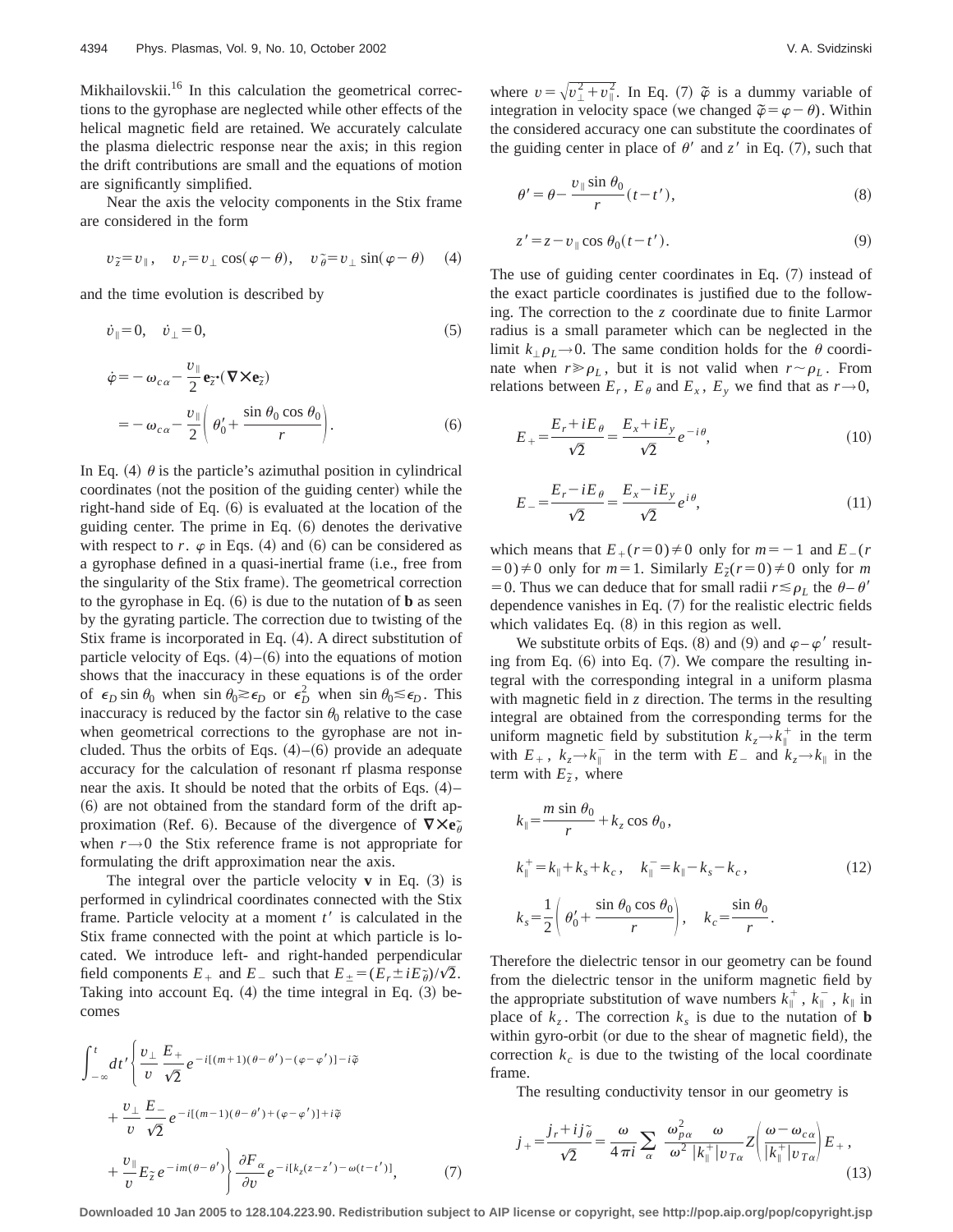Mikhailovskii.[16] In this calculation the geometrical corrections to the gyrophase are neglected while other effects of the helical magnetic field are retained. We accurately calculate the plasma dielectric response near the axis; in this region the drift contributions are small and the equations of motion are significantly simplified.

Near the axis the velocity components in the Stix frame are considered in the form

$$v_{\tilde{z}}=v_{\parallel},\quad v_r=v_{\perp}\cos(\varphi-\theta),\quad v_{\tilde{\theta}}=v_{\perp}\sin(\varphi-\theta) \tag{4}$$

and the time evolution is described by

$$\dot{v}_{\parallel}=0,\quad \dot{v}_{\perp}=0, \tag{5}$$

$$\dot{\varphi}=-\omega_{c\alpha}-\frac{v_{\parallel}}{2}\mathbf{e}_{\tilde{z}}\cdot(\nabla\times\mathbf{e}_{\tilde{z}})=-\omega_{c\alpha}-\frac{v_{\parallel}}{2}\left(\theta_0'+\frac{\sin\theta_0\cos\theta_0}{r}\right). \tag{6}$$

In Eq. (4) $\theta$ is the particle's azimuthal position in cylindrical coordinates (not the position of the guiding center) while the right-hand side of Eq. (6) is evaluated at the location of the guiding center. The prime in Eq. (6) denotes the derivative with respect to $r$. $\varphi$ in Eqs. (4) and (6) can be considered as a gyrophase defined in a quasi-inertial frame (i.e., free from the singularity of the Stix frame). The geometrical correction to the gyrophase in Eq. (6) is due to the nutation of $\mathbf{b}$ as seen by the gyrating particle. The correction due to twisting of the Stix frame is incorporated in Eq. (4). A direct substitution of particle velocity of Eqs. (4)–(6) into the equations of motion shows that the inaccuracy in these equations is of the order of $\epsilon_D\sin\theta_0$ when $\sin\theta_0\gtrsim\epsilon_D$ or $\epsilon_D^2$ when $\sin\theta_0\lesssim\epsilon_D$. This inaccuracy is reduced by the factor $\sin\theta_0$ relative to the case when geometrical corrections to the gyrophase are not included. Thus the orbits of Eqs. (4)–(6) provide an adequate accuracy for the calculation of resonant rf plasma response near the axis. It should be noted that the orbits of Eqs. (4)–(6) are not obtained from the standard form of the drift approximation (Ref. 6). Because of the divergence of $\nabla\times\mathbf{e}_{\tilde{\theta}}$ when $r\to 0$ the Stix reference frame is not appropriate for formulating the drift approximation near the axis.

The integral over the particle velocity $\mathbf{v}$ in Eq. (3) is performed in cylindrical coordinates connected with the Stix frame. Particle velocity at a moment $t'$ is calculated in the Stix frame connected with the point at which particle is located. We introduce left- and right-handed perpendicular field components $E_+$ and $E_-$ such that $E_{\pm}=(E_r\pm iE_{\tilde{\theta}})/\sqrt{2}$. Taking into account Eq. (4) the time integral in Eq. (3) becomes

$$\int_{-\infty}^{t}dt'\left\{\frac{v_{\perp}}{v}\frac{E_+}{\sqrt{2}}e^{-i[(m+1)(\theta-\theta')-(\varphi-\varphi')]-i\tilde{\varphi}}+\frac{v_{\perp}}{v}\frac{E_-}{\sqrt{2}}e^{-i[(m-1)(\theta-\theta')+(\varphi-\varphi')]+i\tilde{\varphi}}+\frac{v_{\parallel}}{v}E_{\tilde{z}}e^{-im(\theta-\theta')}\right\}\frac{\partial F_\alpha}{\partial v}e^{-i[k_z(z-z')-\omega(t-t')]}, \tag{7}$$

where $v=\sqrt{v_{\perp}^2+v_{\parallel}^2}$. In Eq. (7) $\tilde{\varphi}$ is a dummy variable of integration in velocity space (we changed $\tilde{\varphi}=\varphi-\theta$). Within the considered accuracy one can substitute the coordinates of the guiding center in place of $\theta'$ and $z'$ in Eq. (7), such that

$$\theta'=\theta-\frac{v_{\parallel}\sin\theta_0}{r}(t-t'), \tag{8}$$

$$z'=z-v_{\parallel}\cos\theta_0(t-t'). \tag{9}$$

The use of guiding center coordinates in Eq. (7) instead of the exact particle coordinates is justified due to the following. The correction to the $z$ coordinate due to finite Larmor radius is a small parameter which can be neglected in the limit $k_{\perp}\rho_L\to 0$. The same condition holds for the $\theta$ coordinate when $r\gg\rho_L$, but it is not valid when $r\sim\rho_L$. From relations between $E_r$, $E_\theta$ and $E_x$, $E_y$ we find that as $r\to 0$,

$$E_+=\frac{E_r+iE_\theta}{\sqrt{2}}=\frac{E_x+iE_y}{\sqrt{2}}e^{-i\theta}, \tag{10}$$

$$E_-=\frac{E_r-iE_\theta}{\sqrt{2}}=\frac{E_x-iE_y}{\sqrt{2}}e^{i\theta}, \tag{11}$$

which means that $E_+(r=0)\neq 0$ only for $m=-1$ and $E_-(r=0)\neq 0$ only for $m=1$. Similarly $E_{\tilde{z}}(r=0)\neq 0$ only for $m=0$. Thus we can deduce that for small radii $r\lesssim\rho_L$ the $\theta-\theta'$ dependence vanishes in Eq. (7) for the realistic electric fields which validates Eq. (8) in this region as well.

We substitute orbits of Eqs. (8) and (9) and $\varphi-\varphi'$ resulting from Eq. (6) into Eq. (7). We compare the resulting integral with the corresponding integral in a uniform plasma with magnetic field in $z$ direction. The terms in the resulting integral are obtained from the corresponding terms for the uniform magnetic field by substitution $k_z\to k_{\parallel}^+$ in the term with $E_+$, $k_z\to k_{\parallel}^-$ in the term with $E_-$ and $k_z\to k_{\parallel}$ in the term with $E_{\tilde{z}}$, where

$$k_{\parallel}=\frac{m\sin\theta_0}{r}+k_z\cos\theta_0,$$
$$k_{\parallel}^+=k_{\parallel}+k_s+k_c,\quad k_{\parallel}^-=k_{\parallel}-k_s-k_c, \tag{12}$$
$$k_s=\frac{1}{2}\left(\theta_0'+\frac{\sin\theta_0\cos\theta_0}{r}\right),\quad k_c=\frac{\sin\theta_0}{r}.$$

Therefore the dielectric tensor in our geometry can be found from the dielectric tensor in the uniform magnetic field by the appropriate substitution of wave numbers $k_{\parallel}^+$, $k_{\parallel}^-$, $k_{\parallel}$ in place of $k_z$. The correction $k_s$ is due to the nutation of $\mathbf{b}$ within gyro-orbit (or due to the shear of magnetic field), the correction $k_c$ is due to the twisting of the local coordinate frame.

The resulting conductivity tensor in our geometry is

$$j_+=\frac{j_r+ij_{\tilde{\theta}}}{\sqrt{2}}=\frac{\omega}{4\pi i}\sum_{\alpha}\frac{\omega_{p\alpha}^2}{\omega^2}\frac{\omega}{|k_{\parallel}^+|v_{T\alpha}}Z\left(\frac{\omega-\omega_{c\alpha}}{|k_{\parallel}^+|v_{T\alpha}}\right)E_+, \tag{13}$$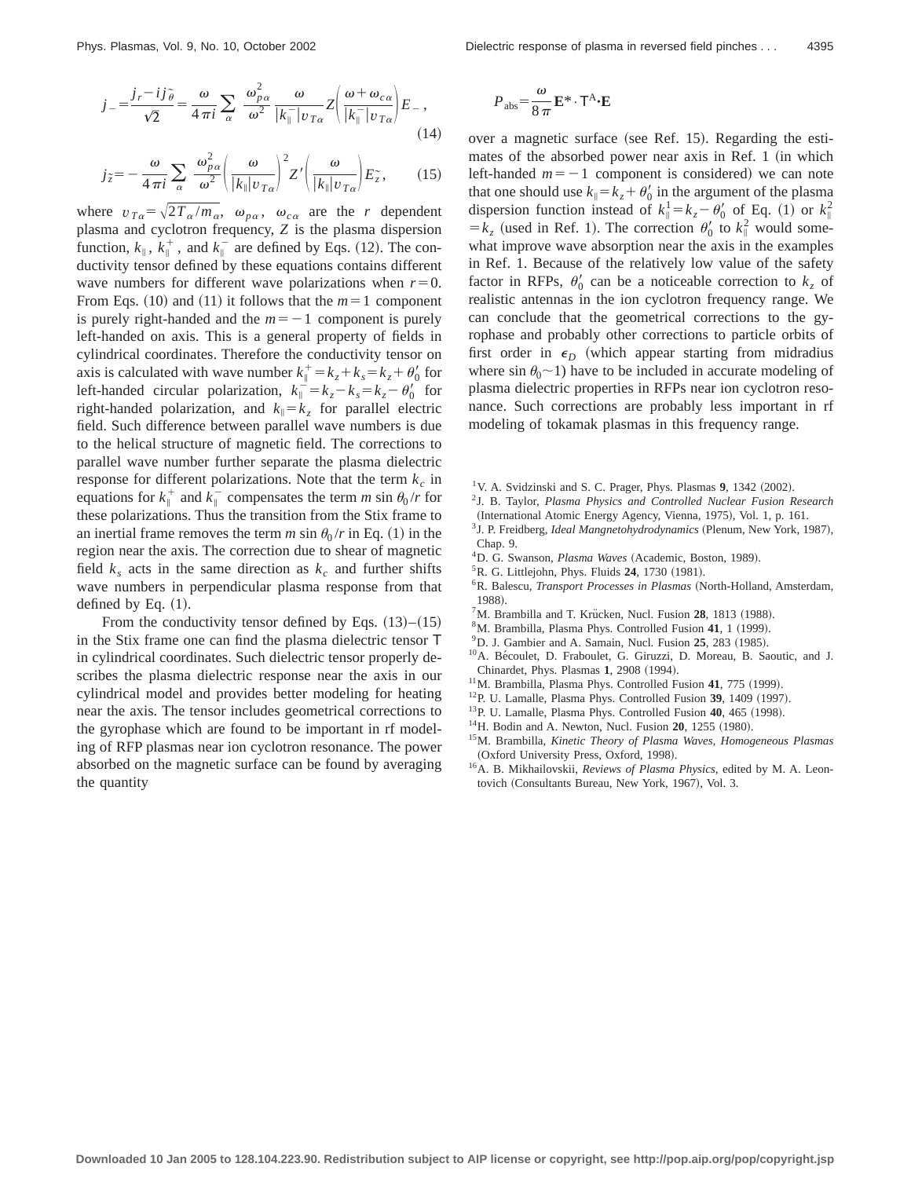$$j_{-}=\frac{j_r - i j_{\tilde{\theta}}}{\sqrt{2}}=\frac{\omega}{4\pi i}\sum_{\alpha}\frac{\omega_{p\alpha}^2}{\omega^2}\frac{\omega}{|k_{\parallel}^{-}|v_{T\alpha}}Z\left(\frac{\omega+\omega_{c\alpha}}{|k_{\parallel}^{-}|v_{T\alpha}}\right)E_{-}, \tag{14}$$

$$j_{\tilde{z}}=-\frac{\omega}{4\pi i}\sum_{\alpha}\frac{\omega_{p\alpha}^2}{\omega^2}\left(\frac{\omega}{|k_{\parallel}|v_{T\alpha}}\right)^2 Z'\left(\frac{\omega}{|k_{\parallel}|v_{T\alpha}}\right)E_{\tilde{z}}, \tag{15}$$

where $v_{T\alpha}=\sqrt{2T_\alpha/m_\alpha}$, $\omega_{p\alpha}$, $\omega_{c\alpha}$ are the $r$ dependent plasma and cyclotron frequency, $Z$ is the plasma dispersion function, $k_{\parallel}$, $k_{\parallel}^{+}$, and $k_{\parallel}^{-}$ are defined by Eqs. (12). The conductivity tensor defined by these equations contains different wave numbers for different wave polarizations when $r=0$. From Eqs. (10) and (11) it follows that the $m=1$ component is purely right-handed and the $m=-1$ component is purely left-handed on axis. This is a general property of fields in cylindrical coordinates. Therefore the conductivity tensor on axis is calculated with wave number $k_{\parallel}^{+}=k_z+k_s=k_z+\theta_0'$ for left-handed circular polarization, $k_{\parallel}^{-}=k_z-k_s=k_z-\theta_0'$ for right-handed polarization, and $k_{\parallel}=k_z$ for parallel electric field. Such difference between parallel wave numbers is due to the helical structure of magnetic field. The corrections to parallel wave number further separate the plasma dielectric response for different polarizations. Note that the term $k_c$ in equations for $k_{\parallel}^{+}$ and $k_{\parallel}^{-}$ compensates the term $m\sin\theta_0/r$ for these polarizations. Thus the transition from the Stix frame to an inertial frame removes the term $m\sin\theta_0/r$ in Eq. (1) in the region near the axis. The correction due to shear of magnetic field $k_s$ acts in the same direction as $k_c$ and further shifts wave numbers in perpendicular plasma response from that defined by Eq. (1).

From the conductivity tensor defined by Eqs. (13)–(15) in the Stix frame one can find the plasma dielectric tensor $\mathsf{T}$ in cylindrical coordinates. Such dielectric tensor properly describes the plasma dielectric response near the axis in our cylindrical model and provides better modeling for heating near the axis. The tensor includes geometrical corrections to the gyrophase which are found to be important in rf modeling of RFP plasmas near ion cyclotron resonance. The power absorbed on the magnetic surface can be found by averaging the quantity

$$P_{\text{abs}}=\frac{\omega}{8\pi}\mathbf{E}^{*}\cdot\mathsf{T}^{\text{A}}\cdot\mathbf{E}$$

over a magnetic surface (see Ref. 15). Regarding the estimates of the absorbed power near axis in Ref. 1 (in which left-handed $m=-1$ component is considered) we can note that one should use $k_{\parallel}=k_z+\theta_0'$ in the argument of the plasma dispersion function instead of $k_{\parallel}^{1}=k_z-\theta_0'$ of Eq. (1) or $k_{\parallel}^{2}=k_z$ (used in Ref. 1). The correction $\theta_0'$ to $k_{\parallel}^{2}$ would somewhat improve wave absorption near the axis in the examples in Ref. 1. Because of the relatively low value of the safety factor in RFPs, $\theta_0'$ can be a noticeable correction to $k_z$ of realistic antennas in the ion cyclotron frequency range. We can conclude that the geometrical corrections to the gyrophase and probably other corrections to particle orbits of first order in $\epsilon_D$ (which appear starting from midradius where $\sin\theta_0\sim 1$) have to be included in accurate modeling of plasma dielectric properties in RFPs near ion cyclotron resonance. Such corrections are probably less important in rf modeling of tokamak plasmas in this frequency range.

[1] V. A. Svidzinski and S. C. Prager, Phys. Plasmas **9**, 1342 (2002).
[2] J. B. Taylor, *Plasma Physics and Controlled Nuclear Fusion Research* (International Atomic Energy Agency, Vienna, 1975), Vol. 1, p. 161.
[3] J. P. Freidberg, *Ideal Magnetohydrodynamics* (Plenum, New York, 1987), Chap. 9.
[4] D. G. Swanson, *Plasma Waves* (Academic, Boston, 1989).
[5] R. G. Littlejohn, Phys. Fluids **24**, 1730 (1981).
[6] R. Balescu, *Transport Processes in Plasmas* (North-Holland, Amsterdam, 1988).
[7] M. Brambilla and T. Krücken, Nucl. Fusion **28**, 1813 (1988).
[8] M. Brambilla, Plasma Phys. Controlled Fusion **41**, 1 (1999).
[9] D. J. Gambier and A. Samain, Nucl. Fusion **25**, 283 (1985).
[10] A. Bécoulet, D. Fraboulet, G. Giruzzi, D. Moreau, B. Saoutic, and J. Chinardet, Phys. Plasmas **1**, 2908 (1994).
[11] M. Brambilla, Plasma Phys. Controlled Fusion **41**, 775 (1999).
[12] P. U. Lamalle, Plasma Phys. Controlled Fusion **39**, 1409 (1997).
[13] P. U. Lamalle, Plasma Phys. Controlled Fusion **40**, 465 (1998).
[14] H. Bodin and A. Newton, Nucl. Fusion **20**, 1255 (1980).
[15] M. Brambilla, *Kinetic Theory of Plasma Waves, Homogeneous Plasmas* (Oxford University Press, Oxford, 1998).
[16] A. B. Mikhailovskii, *Reviews of Plasma Physics*, edited by M. A. Leontovich (Consultants Bureau, New York, 1967), Vol. 3.